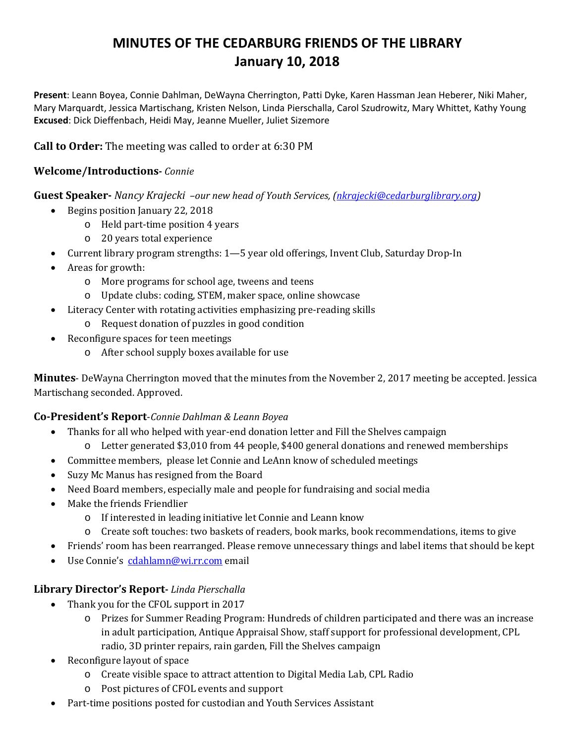# MINUTES OF THE CEDARBURG FRIENDS OF THE LIBRARY
# January 10, 2018

**Present**: Leann Boyea, Connie Dahlman, DeWayna Cherrington, Patti Dyke, Karen Hassman Jean Heberer, Niki Maher, Mary Marquardt, Jessica Martischang, Kristen Nelson, Linda Pierschalla, Carol Szudrowitz, Mary Whittet, Kathy Young
**Excused**: Dick Dieffenbach, Heidi May, Jeanne Mueller, Juliet Sizemore

**Call to Order:** The meeting was called to order at 6:30 PM

**Welcome/Introductions-** *Connie*

**Guest Speaker-** *Nancy Krajecki –our new head of Youth Services, (nkrajecki@cedarburglibrary.org)*

- Begins position January 22, 2018
  - Held part-time position 4 years
  - 20 years total experience
- Current library program strengths: 1—5 year old offerings, Invent Club, Saturday Drop-In
- Areas for growth:
  - More programs for school age, tweens and teens
  - Update clubs: coding, STEM, maker space, online showcase
- Literacy Center with rotating activities emphasizing pre-reading skills
  - Request donation of puzzles in good condition
- Reconfigure spaces for teen meetings
  - After school supply boxes available for use

**Minutes**- DeWayna Cherrington moved that the minutes from the November 2, 2017 meeting be accepted. Jessica Martischang seconded. Approved.

**Co-President's Report**-*Connie Dahlman & Leann Boyea*

- Thanks for all who helped with year-end donation letter and Fill the Shelves campaign
  - Letter generated $3,010 from 44 people, $400 general donations and renewed memberships
- Committee members, please let Connie and LeAnn know of scheduled meetings
- Suzy Mc Manus has resigned from the Board
- Need Board members, especially male and people for fundraising and social media
- Make the friends Friendlier
  - If interested in leading initiative let Connie and Leann know
  - Create soft touches: two baskets of readers, book marks, book recommendations, items to give
- Friends' room has been rearranged. Please remove unnecessary things and label items that should be kept
- Use Connie's cdahlamn@wi.rr.com email

**Library Director's Report-** *Linda Pierschalla*

- Thank you for the CFOL support in 2017
  - Prizes for Summer Reading Program: Hundreds of children participated and there was an increase in adult participation, Antique Appraisal Show, staff support for professional development, CPL radio, 3D printer repairs, rain garden, Fill the Shelves campaign
- Reconfigure layout of space
  - Create visible space to attract attention to Digital Media Lab, CPL Radio
  - Post pictures of CFOL events and support
- Part-time positions posted for custodian and Youth Services Assistant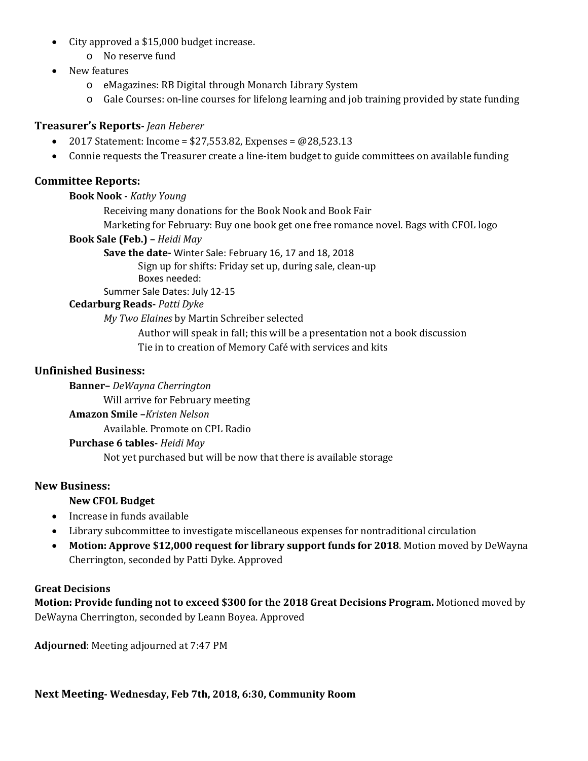- City approved a $15,000 budget increase.
  - No reserve fund
- New features
  - eMagazines: RB Digital through Monarch Library System
  - Gale Courses: on-line courses for lifelong learning and job training provided by state funding

## Treasurer's Reports- *Jean Heberer*

- 2017 Statement: Income = $27,553.82, Expenses = @28,523.13
- Connie requests the Treasurer create a line-item budget to guide committees on available funding

## Committee Reports:

**Book Nook -** *Kathy Young*

Receiving many donations for the Book Nook and Book Fair

Marketing for February: Buy one book get one free romance novel. Bags with CFOL logo

**Book Sale (Feb.) –** *Heidi May*

**Save the date-** Winter Sale: February 16, 17 and 18, 2018

Sign up for shifts: Friday set up, during sale, clean-up

Boxes needed:

Summer Sale Dates: July 12-15

**Cedarburg Reads-** *Patti Dyke*

*My Two Elaines* by Martin Schreiber selected

Author will speak in fall; this will be a presentation not a book discussion

Tie in to creation of Memory Café with services and kits

## Unfinished Business:

**Banner–** *DeWayna Cherrington*

Will arrive for February meeting

**Amazon Smile –***Kristen Nelson*

Available. Promote on CPL Radio

**Purchase 6 tables-** *Heidi May*

Not yet purchased but will be now that there is available storage

## New Business:

**New CFOL Budget**

- Increase in funds available
- Library subcommittee to investigate miscellaneous expenses for nontraditional circulation
- **Motion: Approve $12,000 request for library support funds for 2018**. Motion moved by DeWayna Cherrington, seconded by Patti Dyke. Approved

**Great Decisions**

**Motion: Provide funding not to exceed $300 for the 2018 Great Decisions Program.** Motioned moved by DeWayna Cherrington, seconded by Leann Boyea. Approved

**Adjourned**: Meeting adjourned at 7:47 PM

**Next Meeting- Wednesday, Feb 7th, 2018, 6:30, Community Room**